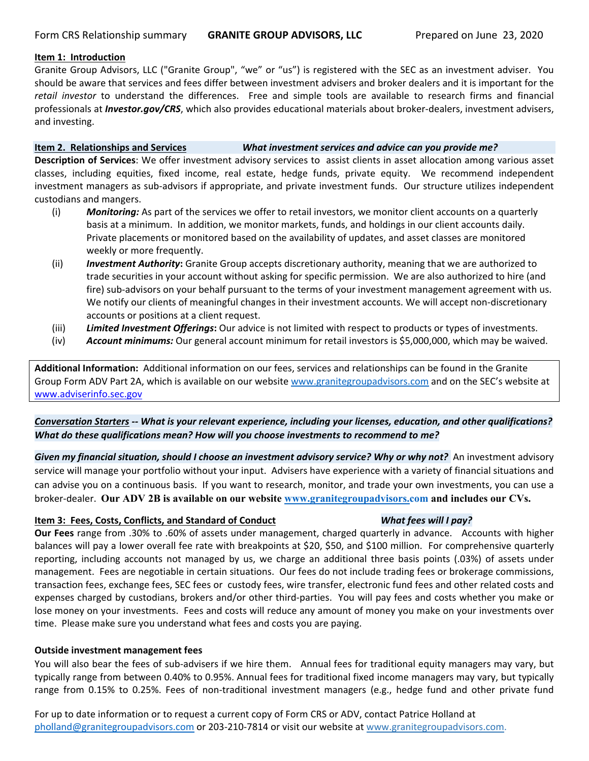Form CRS Relationship summary **GRANITE GROUP ADVISORS, LLC** Prepared on June 23, 2020

**Item 1: Introduction**

Granite Group Advisors, LLC ("Granite Group", "we" or "us") is registered with the SEC as an investment adviser. You should be aware that services and fees differ between investment advisers and broker dealers and it is important for the *retail investor* to understand the differences. Free and simple tools are available to research firms and financial professionals at ***Investor.gov/CRS***, which also provides educational materials about broker-dealers, investment advisers, and investing.

**Item 2. Relationships and Services** ***What investment services and advice can you provide me?***

**Description of Services**: We offer investment advisory services to assist clients in asset allocation among various asset classes, including equities, fixed income, real estate, hedge funds, private equity. We recommend independent investment managers as sub-advisors if appropriate, and private investment funds. Our structure utilizes independent custodians and mangers.

(i) ***Monitoring:*** As part of the services we offer to retail investors, we monitor client accounts on a quarterly basis at a minimum. In addition, we monitor markets, funds, and holdings in our client accounts daily. Private placements or monitored based on the availability of updates, and asset classes are monitored weekly or more frequently.

(ii) ***Investment Authority*****:** Granite Group accepts discretionary authority, meaning that we are authorized to trade securities in your account without asking for specific permission. We are also authorized to hire (and fire) sub-advisors on your behalf pursuant to the terms of your investment management agreement with us. We notify our clients of meaningful changes in their investment accounts. We will accept non-discretionary accounts or positions at a client request.

(iii) ***Limited Investment Offerings*****:** Our advice is not limited with respect to products or types of investments.

(iv) ***Account minimums:*** Our general account minimum for retail investors is $5,000,000, which may be waived.

**Additional Information:** Additional information on our fees, services and relationships can be found in the Granite Group Form ADV Part 2A, which is available on our website www.granitegroupadvisors.com and on the SEC's website at www.adviserinfo.sec.gov

***Conversation Starters -- What is your relevant experience, including your licenses, education, and other qualifications? What do these qualifications mean? How will you choose investments to recommend to me?***

***Given my financial situation, should I choose an investment advisory service? Why or why not?*** An investment advisory service will manage your portfolio without your input. Advisers have experience with a variety of financial situations and can advise you on a continuous basis. If you want to research, monitor, and trade your own investments, you can use a broker-dealer. **Our ADV 2B is available on our website www.granitegroupadvisors.com and includes our CVs.**

**Item 3: Fees, Costs, Conflicts, and Standard of Conduct** ***What fees will I pay?***

**Our Fees** range from .30% to .60% of assets under management, charged quarterly in advance. Accounts with higher balances will pay a lower overall fee rate with breakpoints at $20, $50, and $100 million. For comprehensive quarterly reporting, including accounts not managed by us, we charge an additional three basis points (.03%) of assets under management. Fees are negotiable in certain situations. Our fees do not include trading fees or brokerage commissions, transaction fees, exchange fees, SEC fees or custody fees, wire transfer, electronic fund fees and other related costs and expenses charged by custodians, brokers and/or other third-parties. You will pay fees and costs whether you make or lose money on your investments. Fees and costs will reduce any amount of money you make on your investments over time. Please make sure you understand what fees and costs you are paying.

**Outside investment management fees**

You will also bear the fees of sub-advisers if we hire them. Annual fees for traditional equity managers may vary, but typically range from between 0.40% to 0.95%. Annual fees for traditional fixed income managers may vary, but typically range from 0.15% to 0.25%. Fees of non-traditional investment managers (e.g., hedge fund and other private fund

For up to date information or to request a current copy of Form CRS or ADV, contact Patrice Holland at pholland@granitegroupadvisors.com or 203-210-7814 or visit our website at www.granitegroupadvisors.com.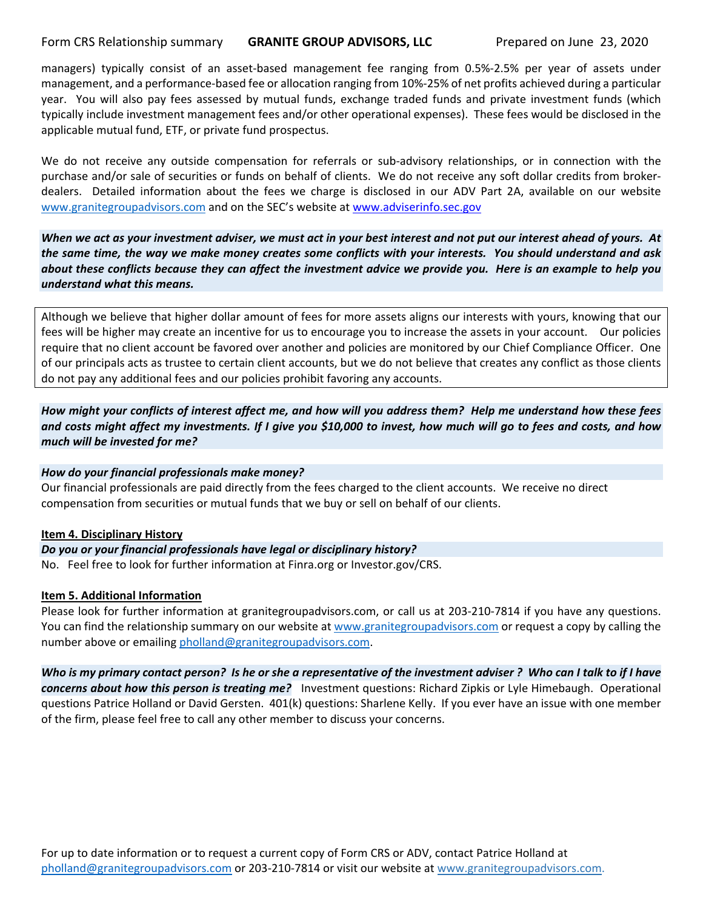managers) typically consist of an asset-based management fee ranging from 0.5%-2.5% per year of assets under management, and a performance-based fee or allocation ranging from 10%-25% of net profits achieved during a particular year. You will also pay fees assessed by mutual funds, exchange traded funds and private investment funds (which typically include investment management fees and/or other operational expenses). These fees would be disclosed in the applicable mutual fund, ETF, or private fund prospectus.

We do not receive any outside compensation for referrals or sub-advisory relationships, or in connection with the purchase and/or sale of securities or funds on behalf of clients. We do not receive any soft dollar credits from broker-dealers. Detailed information about the fees we charge is disclosed in our ADV Part 2A, available on our website www.granitegroupadvisors.com and on the SEC's website at www.adviserinfo.sec.gov

***When we act as your investment adviser, we must act in your best interest and not put our interest ahead of yours. At the same time, the way we make money creates some conflicts with your interests. You should understand and ask about these conflicts because they can affect the investment advice we provide you. Here is an example to help you understand what this means.***

Although we believe that higher dollar amount of fees for more assets aligns our interests with yours, knowing that our fees will be higher may create an incentive for us to encourage you to increase the assets in your account. Our policies require that no client account be favored over another and policies are monitored by our Chief Compliance Officer. One of our principals acts as trustee to certain client accounts, but we do not believe that creates any conflict as those clients do not pay any additional fees and our policies prohibit favoring any accounts.

***How might your conflicts of interest affect me, and how will you address them? Help me understand how these fees and costs might affect my investments. If I give you $10,000 to invest, how much will go to fees and costs, and how much will be invested for me?***

***How do your financial professionals make money?***

Our financial professionals are paid directly from the fees charged to the client accounts. We receive no direct compensation from securities or mutual funds that we buy or sell on behalf of our clients.

## Item 4. Disciplinary History

***Do you or your financial professionals have legal or disciplinary history?***

No. Feel free to look for further information at Finra.org or Investor.gov/CRS.

## Item 5. Additional Information

Please look for further information at granitegroupadvisors.com, or call us at 203-210-7814 if you have any questions. You can find the relationship summary on our website at www.granitegroupadvisors.com or request a copy by calling the number above or emailing pholland@granitegroupadvisors.com.

***Who is my primary contact person? Is he or she a representative of the investment adviser ? Who can I talk to if I have concerns about how this person is treating me?*** Investment questions: Richard Zipkis or Lyle Himebaugh. Operational questions Patrice Holland or David Gersten. 401(k) questions: Sharlene Kelly. If you ever have an issue with one member of the firm, please feel free to call any other member to discuss your concerns.

For up to date information or to request a current copy of Form CRS or ADV, contact Patrice Holland at pholland@granitegroupadvisors.com or 203-210-7814 or visit our website at www.granitegroupadvisors.com.